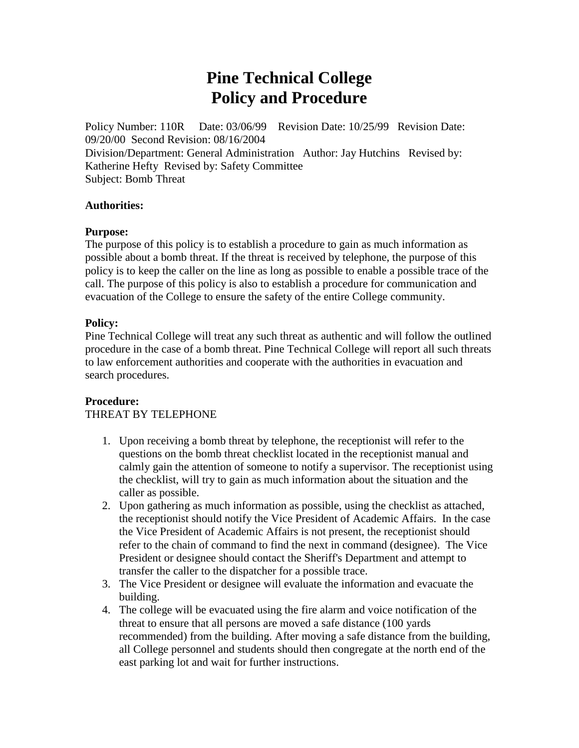# Pine Technical College
# Policy and Procedure

Policy Number: 110R  Date: 03/06/99  Revision Date: 10/25/99  Revision Date: 09/20/00  Second Revision: 08/16/2004
Division/Department: General Administration  Author: Jay Hutchins  Revised by: Katherine Hefty  Revised by: Safety Committee
Subject: Bomb Threat

**Authorities:**

**Purpose:**
The purpose of this policy is to establish a procedure to gain as much information as possible about a bomb threat. If the threat is received by telephone, the purpose of this policy is to keep the caller on the line as long as possible to enable a possible trace of the call. The purpose of this policy is also to establish a procedure for communication and evacuation of the College to ensure the safety of the entire College community.

**Policy:**
Pine Technical College will treat any such threat as authentic and will follow the outlined procedure in the case of a bomb threat. Pine Technical College will report all such threats to law enforcement authorities and cooperate with the authorities in evacuation and search procedures.

**Procedure:**
THREAT BY TELEPHONE

1. Upon receiving a bomb threat by telephone, the receptionist will refer to the questions on the bomb threat checklist located in the receptionist manual and calmly gain the attention of someone to notify a supervisor. The receptionist using the checklist, will try to gain as much information about the situation and the caller as possible.
2. Upon gathering as much information as possible, using the checklist as attached, the receptionist should notify the Vice President of Academic Affairs. In the case the Vice President of Academic Affairs is not present, the receptionist should refer to the chain of command to find the next in command (designee). The Vice President or designee should contact the Sheriff's Department and attempt to transfer the caller to the dispatcher for a possible trace.
3. The Vice President or designee will evaluate the information and evacuate the building.
4. The college will be evacuated using the fire alarm and voice notification of the threat to ensure that all persons are moved a safe distance (100 yards recommended) from the building. After moving a safe distance from the building, all College personnel and students should then congregate at the north end of the east parking lot and wait for further instructions.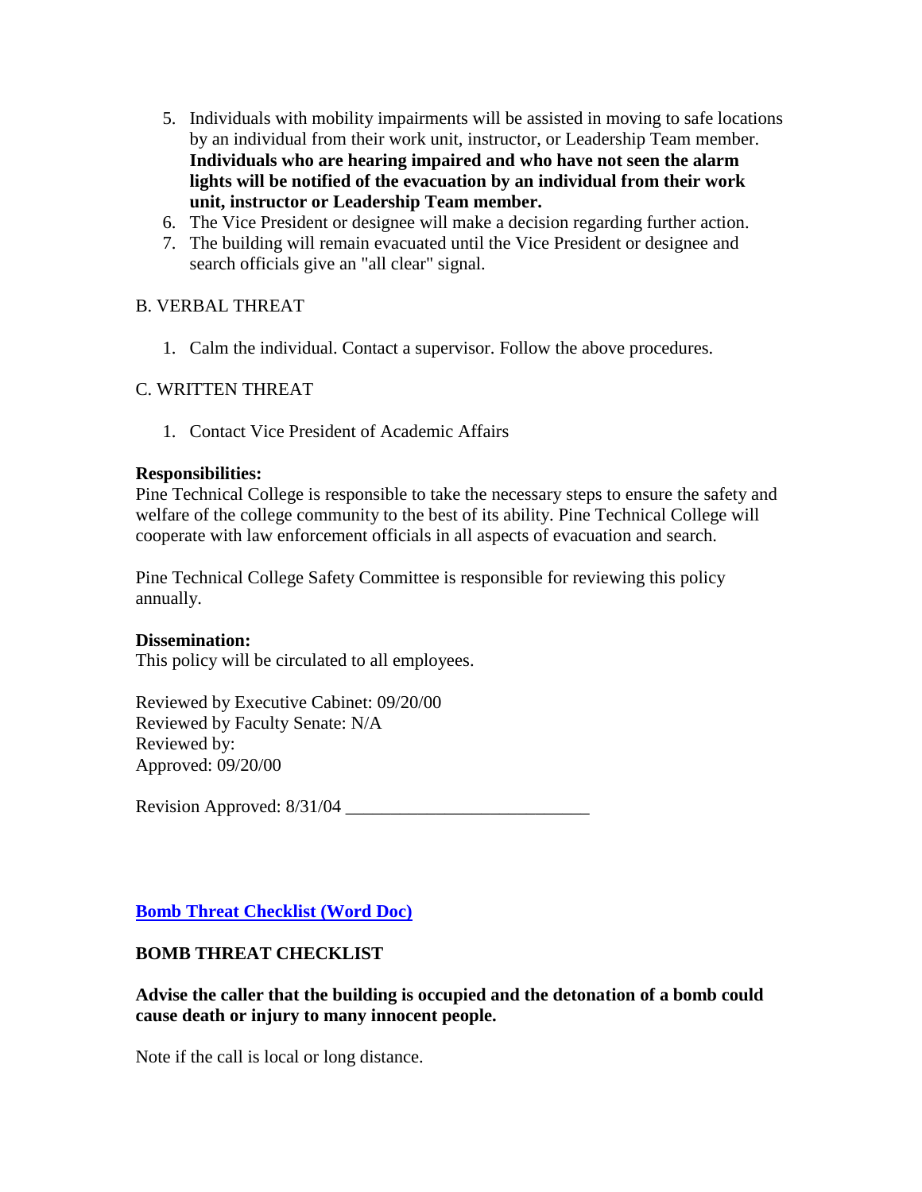5. Individuals with mobility impairments will be assisted in moving to safe locations by an individual from their work unit, instructor, or Leadership Team member. **Individuals who are hearing impaired and who have not seen the alarm lights will be notified of the evacuation by an individual from their work unit, instructor or Leadership Team member.**
6. The Vice President or designee will make a decision regarding further action.
7. The building will remain evacuated until the Vice President or designee and search officials give an "all clear" signal.

B. VERBAL THREAT

1. Calm the individual. Contact a supervisor. Follow the above procedures.

C. WRITTEN THREAT

1. Contact Vice President of Academic Affairs

**Responsibilities:**
Pine Technical College is responsible to take the necessary steps to ensure the safety and welfare of the college community to the best of its ability. Pine Technical College will cooperate with law enforcement officials in all aspects of evacuation and search.

Pine Technical College Safety Committee is responsible for reviewing this policy annually.

**Dissemination:**
This policy will be circulated to all employees.

Reviewed by Executive Cabinet: 09/20/00
Reviewed by Faculty Senate: N/A
Reviewed by:
Approved: 09/20/00

Revision Approved: 8/31/04 ___________________________

**Bomb Threat Checklist (Word Doc)**

**BOMB THREAT CHECKLIST**

**Advise the caller that the building is occupied and the detonation of a bomb could cause death or injury to many innocent people.**

Note if the call is local or long distance.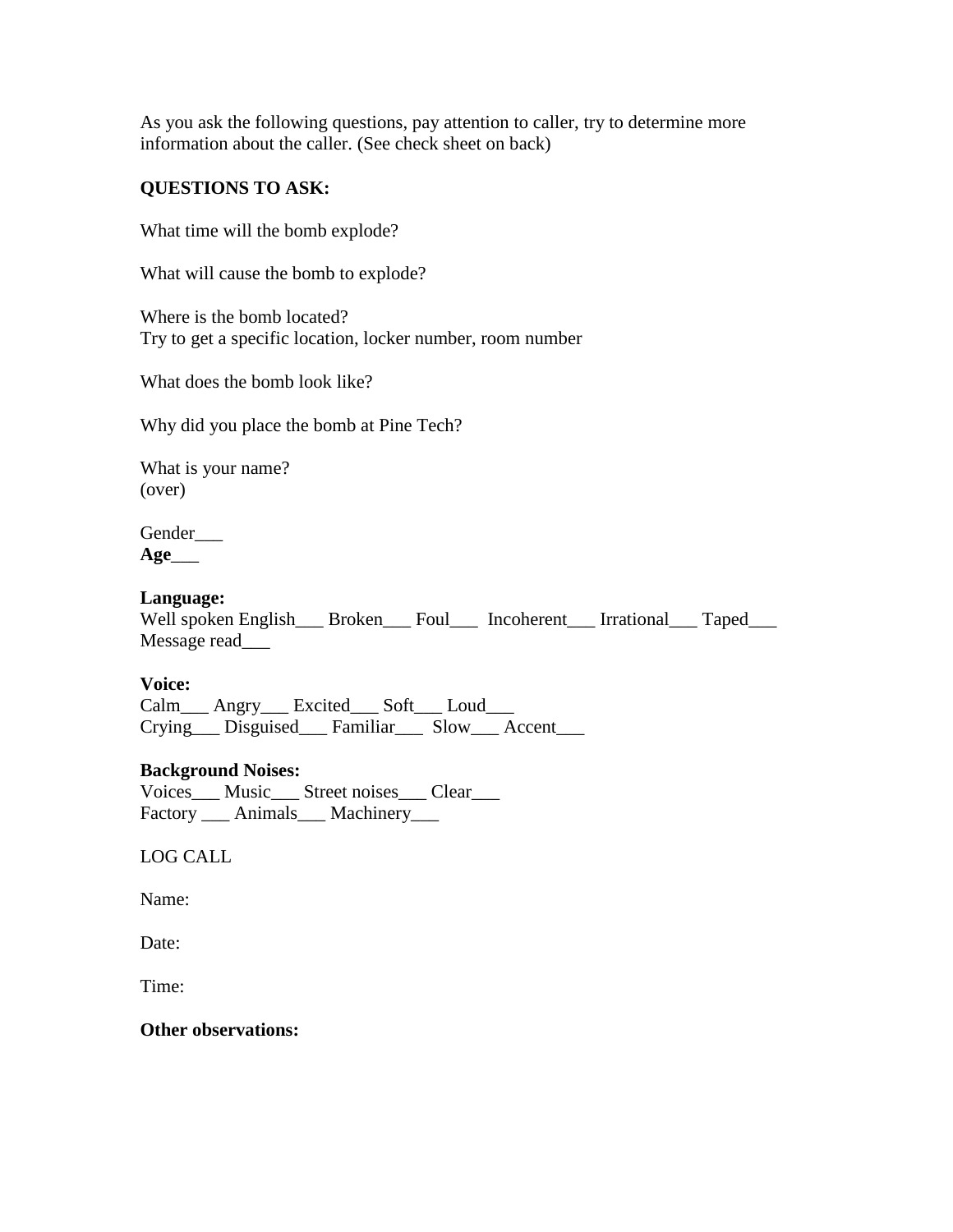As you ask the following questions, pay attention to caller, try to determine more information about the caller. (See check sheet on back)

**QUESTIONS TO ASK:**

What time will the bomb explode?

What will cause the bomb to explode?

Where is the bomb located?
Try to get a specific location, locker number, room number

What does the bomb look like?

Why did you place the bomb at Pine Tech?

What is your name?
(over)

Gender___
**Age**___

**Language:**
Well spoken English___ Broken___ Foul___ Incoherent___ Irrational___ Taped___
Message read___

**Voice:**
Calm___ Angry___ Excited___ Soft___ Loud___
Crying___ Disguised___ Familiar___ Slow___ Accent___

**Background Noises:**
Voices___ Music___ Street noises___ Clear___
Factory ___ Animals___ Machinery___

LOG CALL

Name:

Date:

Time:

**Other observations:**